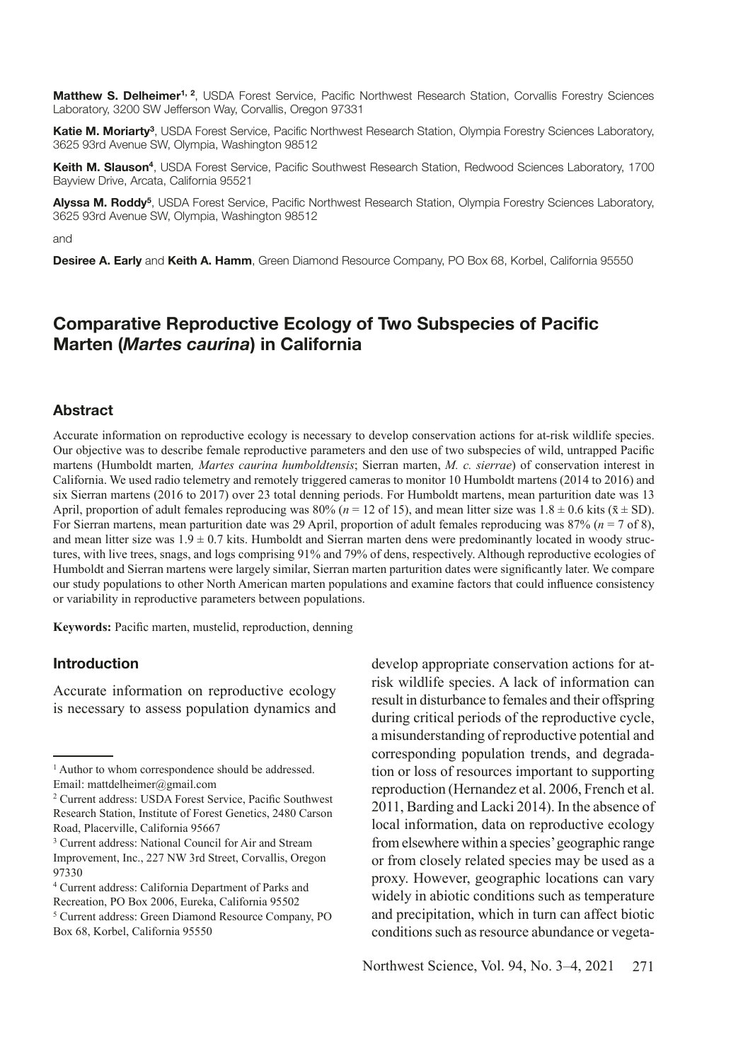**Matthew S. Delheimer**[1, 2], USDA Forest Service, Pacific Northwest Research Station, Corvallis Forestry Sciences Laboratory, 3200 SW Jefferson Way, Corvallis, Oregon 97331

**Katie M. Moriarty**[3], USDA Forest Service, Pacific Northwest Research Station, Olympia Forestry Sciences Laboratory, 3625 93rd Avenue SW, Olympia, Washington 98512

**Keith M. Slauson**[4], USDA Forest Service, Pacific Southwest Research Station, Redwood Sciences Laboratory, 1700 Bayview Drive, Arcata, California 95521

**Alyssa M. Roddy**[5], USDA Forest Service, Pacific Northwest Research Station, Olympia Forestry Sciences Laboratory, 3625 93rd Avenue SW, Olympia, Washington 98512

and

**Desiree A. Early** and **Keith A. Hamm**, Green Diamond Resource Company, PO Box 68, Korbel, California 95550

# Comparative Reproductive Ecology of Two Subspecies of Pacific Marten (*Martes caurina*) in California

## Abstract

Accurate information on reproductive ecology is necessary to develop conservation actions for at-risk wildlife species. Our objective was to describe female reproductive parameters and den use of two subspecies of wild, untrapped Pacific martens (Humboldt marten, *Martes caurina humboldtensis*; Sierran marten, *M. c. sierrae*) of conservation interest in California. We used radio telemetry and remotely triggered cameras to monitor 10 Humboldt martens (2014 to 2016) and six Sierran martens (2016 to 2017) over 23 total denning periods. For Humboldt martens, mean parturition date was 13 April, proportion of adult females reproducing was 80% ($n$ = 12 of 15), and mean litter size was 1.8 ± 0.6 kits ($\bar{x}$ ± SD). For Sierran martens, mean parturition date was 29 April, proportion of adult females reproducing was 87% ($n$ = 7 of 8), and mean litter size was 1.9 ± 0.7 kits. Humboldt and Sierran marten dens were predominantly located in woody structures, with live trees, snags, and logs comprising 91% and 79% of dens, respectively. Although reproductive ecologies of Humboldt and Sierran martens were largely similar, Sierran marten parturition dates were significantly later. We compare our study populations to other North American marten populations and examine factors that could influence consistency or variability in reproductive parameters between populations.

**Keywords:** Pacific marten, mustelid, reproduction, denning

## Introduction

Accurate information on reproductive ecology is necessary to assess population dynamics and develop appropriate conservation actions for at-risk wildlife species. A lack of information can result in disturbance to females and their offspring during critical periods of the reproductive cycle, a misunderstanding of reproductive potential and corresponding population trends, and degradation or loss of resources important to supporting reproduction (Hernandez et al. 2006, French et al. 2011, Barding and Lacki 2014). In the absence of local information, data on reproductive ecology from elsewhere within a species' geographic range or from closely related species may be used as a proxy. However, geographic locations can vary widely in abiotic conditions such as temperature and precipitation, which in turn can affect biotic conditions such as resource abundance or vegeta-

[1] Author to whom correspondence should be addressed. Email: mattdelheimer@gmail.com

[2] Current address: USDA Forest Service, Pacific Southwest Research Station, Institute of Forest Genetics, 2480 Carson Road, Placerville, California 95667

[3] Current address: National Council for Air and Stream Improvement, Inc., 227 NW 3rd Street, Corvallis, Oregon 97330

[4] Current address: California Department of Parks and Recreation, PO Box 2006, Eureka, California 95502

[5] Current address: Green Diamond Resource Company, PO Box 68, Korbel, California 95550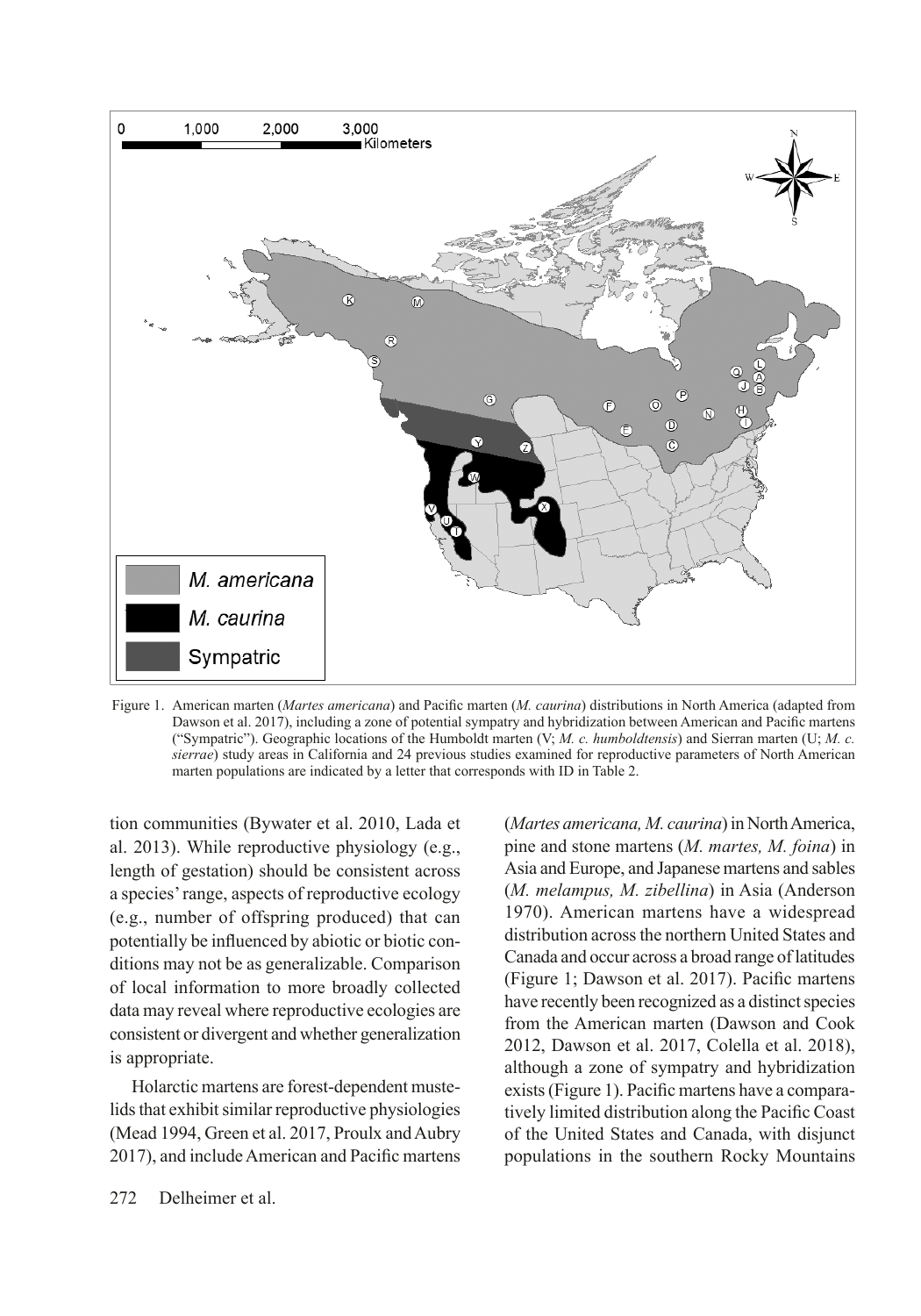Figure 1. American marten (*Martes americana*) and Pacific marten (*M. caurina*) distributions in North America (adapted from Dawson et al. 2017), including a zone of potential sympatry and hybridization between American and Pacific martens ("Sympatric"). Geographic locations of the Humboldt marten (V; *M. c. humboldtensis*) and Sierran marten (U; *M. c. sierrae*) study areas in California and 24 previous studies examined for reproductive parameters of North American marten populations are indicated by a letter that corresponds with ID in Table 2.

tion communities (Bywater et al. 2010, Lada et al. 2013). While reproductive physiology (e.g., length of gestation) should be consistent across a species' range, aspects of reproductive ecology (e.g., number of offspring produced) that can potentially be influenced by abiotic or biotic conditions may not be as generalizable. Comparison of local information to more broadly collected data may reveal where reproductive ecologies are consistent or divergent and whether generalization is appropriate.

Holarctic martens are forest-dependent mustelids that exhibit similar reproductive physiologies (Mead 1994, Green et al. 2017, Proulx and Aubry 2017), and include American and Pacific martens (*Martes americana, M. caurina*) in North America, pine and stone martens (*M. martes, M. foina*) in Asia and Europe, and Japanese martens and sables (*M. melampus, M. zibellina*) in Asia (Anderson 1970). American martens have a widespread distribution across the northern United States and Canada and occur across a broad range of latitudes (Figure 1; Dawson et al. 2017). Pacific martens have recently been recognized as a distinct species from the American marten (Dawson and Cook 2012, Dawson et al. 2017, Colella et al. 2018), although a zone of sympatry and hybridization exists (Figure 1). Pacific martens have a comparatively limited distribution along the Pacific Coast of the United States and Canada, with disjunct populations in the southern Rocky Mountains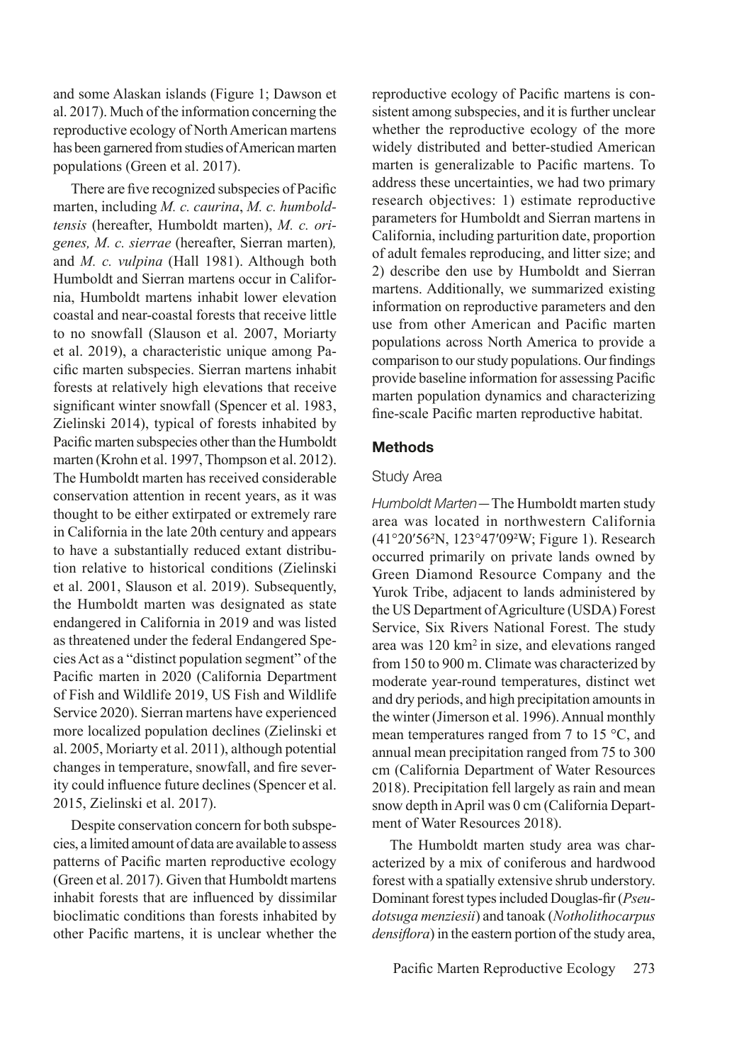and some Alaskan islands (Figure 1; Dawson et al. 2017). Much of the information concerning the reproductive ecology of North American martens has been garnered from studies of American marten populations (Green et al. 2017).

There are five recognized subspecies of Pacific marten, including *M. c. caurina*, *M. c. humboldtensis* (hereafter, Humboldt marten), *M. c. origenes, M. c. sierrae* (hereafter, Sierran marten), and *M. c. vulpina* (Hall 1981). Although both Humboldt and Sierran martens occur in California, Humboldt martens inhabit lower elevation coastal and near-coastal forests that receive little to no snowfall (Slauson et al. 2007, Moriarty et al. 2019), a characteristic unique among Pacific marten subspecies. Sierran martens inhabit forests at relatively high elevations that receive significant winter snowfall (Spencer et al. 1983, Zielinski 2014), typical of forests inhabited by Pacific marten subspecies other than the Humboldt marten (Krohn et al. 1997, Thompson et al. 2012). The Humboldt marten has received considerable conservation attention in recent years, as it was thought to be either extirpated or extremely rare in California in the late 20th century and appears to have a substantially reduced extant distribution relative to historical conditions (Zielinski et al. 2001, Slauson et al. 2019). Subsequently, the Humboldt marten was designated as state endangered in California in 2019 and was listed as threatened under the federal Endangered Species Act as a "distinct population segment" of the Pacific marten in 2020 (California Department of Fish and Wildlife 2019, US Fish and Wildlife Service 2020). Sierran martens have experienced more localized population declines (Zielinski et al. 2005, Moriarty et al. 2011), although potential changes in temperature, snowfall, and fire severity could influence future declines (Spencer et al. 2015, Zielinski et al. 2017).

Despite conservation concern for both subspecies, a limited amount of data are available to assess patterns of Pacific marten reproductive ecology (Green et al. 2017). Given that Humboldt martens inhabit forests that are influenced by dissimilar bioclimatic conditions than forests inhabited by other Pacific martens, it is unclear whether the reproductive ecology of Pacific martens is consistent among subspecies, and it is further unclear whether the reproductive ecology of the more widely distributed and better-studied American marten is generalizable to Pacific martens. To address these uncertainties, we had two primary research objectives: 1) estimate reproductive parameters for Humboldt and Sierran martens in California, including parturition date, proportion of adult females reproducing, and litter size; and 2) describe den use by Humboldt and Sierran martens. Additionally, we summarized existing information on reproductive parameters and den use from other American and Pacific marten populations across North America to provide a comparison to our study populations. Our findings provide baseline information for assessing Pacific marten population dynamics and characterizing fine-scale Pacific marten reproductive habitat.

## Methods

### Study Area

*Humboldt Marten*—The Humboldt marten study area was located in northwestern California (41°20′56″N, 123°47′09″W; Figure 1). Research occurred primarily on private lands owned by Green Diamond Resource Company and the Yurok Tribe, adjacent to lands administered by the US Department of Agriculture (USDA) Forest Service, Six Rivers National Forest. The study area was 120 km$^2$ in size, and elevations ranged from 150 to 900 m. Climate was characterized by moderate year-round temperatures, distinct wet and dry periods, and high precipitation amounts in the winter (Jimerson et al. 1996). Annual monthly mean temperatures ranged from 7 to 15 °C, and annual mean precipitation ranged from 75 to 300 cm (California Department of Water Resources 2018). Precipitation fell largely as rain and mean snow depth in April was 0 cm (California Department of Water Resources 2018).

The Humboldt marten study area was characterized by a mix of coniferous and hardwood forest with a spatially extensive shrub understory. Dominant forest types included Douglas-fir (*Pseudotsuga menziesii*) and tanoak (*Notholithocarpus densiflora*) in the eastern portion of the study area,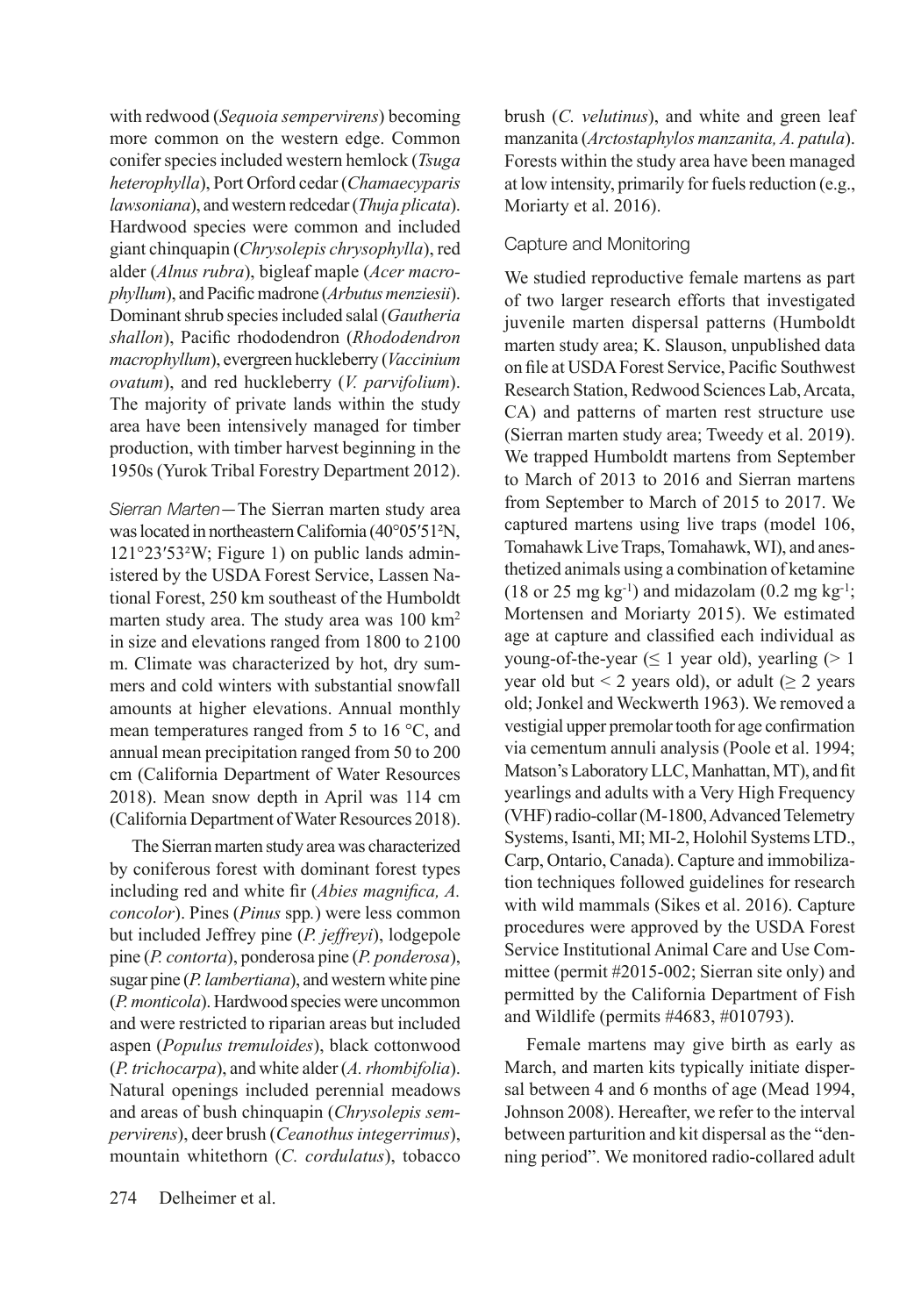with redwood (*Sequoia sempervirens*) becoming more common on the western edge. Common conifer species included western hemlock (*Tsuga heterophylla*), Port Orford cedar (*Chamaecyparis lawsoniana*), and western redcedar (*Thuja plicata*). Hardwood species were common and included giant chinquapin (*Chrysolepis chrysophylla*), red alder (*Alnus rubra*), bigleaf maple (*Acer macrophyllum*), and Pacific madrone (*Arbutus menziesii*). Dominant shrub species included salal (*Gautheria shallon*), Pacific rhododendron (*Rhododendron macrophyllum*), evergreen huckleberry (*Vaccinium ovatum*), and red huckleberry (*V. parvifolium*). The majority of private lands within the study area have been intensively managed for timber production, with timber harvest beginning in the 1950s (Yurok Tribal Forestry Department 2012).

*Sierran Marten*—The Sierran marten study area was located in northeastern California (40°05′51²N, 121°23′53²W; Figure 1) on public lands administered by the USDA Forest Service, Lassen National Forest, 250 km southeast of the Humboldt marten study area. The study area was 100 km$^2$ in size and elevations ranged from 1800 to 2100 m. Climate was characterized by hot, dry summers and cold winters with substantial snowfall amounts at higher elevations. Annual monthly mean temperatures ranged from 5 to 16 °C, and annual mean precipitation ranged from 50 to 200 cm (California Department of Water Resources 2018). Mean snow depth in April was 114 cm (California Department of Water Resources 2018).

The Sierran marten study area was characterized by coniferous forest with dominant forest types including red and white fir (*Abies magnifica, A. concolor*). Pines (*Pinus* spp*.*) were less common but included Jeffrey pine (*P. jeffreyi*), lodgepole pine (*P. contorta*), ponderosa pine (*P. ponderosa*), sugar pine (*P. lambertiana*), and western white pine (*P. monticola*). Hardwood species were uncommon and were restricted to riparian areas but included aspen (*Populus tremuloides*), black cottonwood (*P. trichocarpa*), and white alder (*A. rhombifolia*). Natural openings included perennial meadows and areas of bush chinquapin (*Chrysolepis sempervirens*), deer brush (*Ceanothus integerrimus*), mountain whitethorn (*C. cordulatus*), tobacco brush (*C. velutinus*), and white and green leaf manzanita (*Arctostaphylos manzanita, A. patula*). Forests within the study area have been managed at low intensity, primarily for fuels reduction (e.g., Moriarty et al. 2016).

### Capture and Monitoring

We studied reproductive female martens as part of two larger research efforts that investigated juvenile marten dispersal patterns (Humboldt marten study area; K. Slauson, unpublished data on file at USDA Forest Service, Pacific Southwest Research Station, Redwood Sciences Lab, Arcata, CA) and patterns of marten rest structure use (Sierran marten study area; Tweedy et al. 2019). We trapped Humboldt martens from September to March of 2013 to 2016 and Sierran martens from September to March of 2015 to 2017. We captured martens using live traps (model 106, Tomahawk Live Traps, Tomahawk, WI), and anesthetized animals using a combination of ketamine (18 or 25 mg kg$^{-1}$) and midazolam (0.2 mg kg$^{-1}$; Mortensen and Moriarty 2015). We estimated age at capture and classified each individual as young-of-the-year ($\leq$ 1 year old), yearling (> 1 year old but < 2 years old), or adult ($\geq$ 2 years old; Jonkel and Weckwerth 1963). We removed a vestigial upper premolar tooth for age confirmation via cementum annuli analysis (Poole et al. 1994; Matson's Laboratory LLC, Manhattan, MT), and fit yearlings and adults with a Very High Frequency (VHF) radio-collar (M-1800, Advanced Telemetry Systems, Isanti, MI; MI-2, Holohil Systems LTD., Carp, Ontario, Canada). Capture and immobilization techniques followed guidelines for research with wild mammals (Sikes et al. 2016). Capture procedures were approved by the USDA Forest Service Institutional Animal Care and Use Committee (permit #2015-002; Sierran site only) and permitted by the California Department of Fish and Wildlife (permits #4683, #010793).

Female martens may give birth as early as March, and marten kits typically initiate dispersal between 4 and 6 months of age (Mead 1994, Johnson 2008). Hereafter, we refer to the interval between parturition and kit dispersal as the "denning period". We monitored radio-collared adult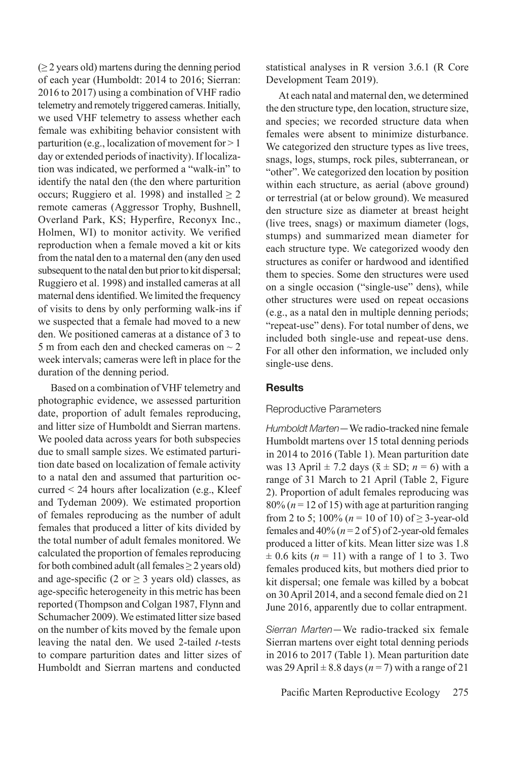($\geq$ 2 years old) martens during the denning period of each year (Humboldt: 2014 to 2016; Sierran: 2016 to 2017) using a combination of VHF radio telemetry and remotely triggered cameras. Initially, we used VHF telemetry to assess whether each female was exhibiting behavior consistent with parturition (e.g., localization of movement for > 1 day or extended periods of inactivity). If localization was indicated, we performed a "walk-in" to identify the natal den (the den where parturition occurs; Ruggiero et al. 1998) and installed $\geq$ 2 remote cameras (Aggressor Trophy, Bushnell, Overland Park, KS; Hyperfire, Reconyx Inc., Holmen, WI) to monitor activity. We verified reproduction when a female moved a kit or kits from the natal den to a maternal den (any den used subsequent to the natal den but prior to kit dispersal; Ruggiero et al. 1998) and installed cameras at all maternal dens identified. We limited the frequency of visits to dens by only performing walk-ins if we suspected that a female had moved to a new den. We positioned cameras at a distance of 3 to 5 m from each den and checked cameras on ~ 2 week intervals; cameras were left in place for the duration of the denning period.

Based on a combination of VHF telemetry and photographic evidence, we assessed parturition date, proportion of adult females reproducing, and litter size of Humboldt and Sierran martens. We pooled data across years for both subspecies due to small sample sizes. We estimated parturition date based on localization of female activity to a natal den and assumed that parturition occurred < 24 hours after localization (e.g., Kleef and Tydeman 2009). We estimated proportion of females reproducing as the number of adult females that produced a litter of kits divided by the total number of adult females monitored. We calculated the proportion of females reproducing for both combined adult (all females $\geq$ 2 years old) and age-specific (2 or $\geq$ 3 years old) classes, as age-specific heterogeneity in this metric has been reported (Thompson and Colgan 1987, Flynn and Schumacher 2009). We estimated litter size based on the number of kits moved by the female upon leaving the natal den. We used 2-tailed *t*-tests to compare parturition dates and litter sizes of Humboldt and Sierran martens and conducted statistical analyses in R version 3.6.1 (R Core Development Team 2019).

At each natal and maternal den, we determined the den structure type, den location, structure size, and species; we recorded structure data when females were absent to minimize disturbance. We categorized den structure types as live trees, snags, logs, stumps, rock piles, subterranean, or "other". We categorized den location by position within each structure, as aerial (above ground) or terrestrial (at or below ground). We measured den structure size as diameter at breast height (live trees, snags) or maximum diameter (logs, stumps) and summarized mean diameter for each structure type. We categorized woody den structures as conifer or hardwood and identified them to species. Some den structures were used on a single occasion ("single-use" dens), while other structures were used on repeat occasions (e.g., as a natal den in multiple denning periods; "repeat-use" dens). For total number of dens, we included both single-use and repeat-use dens. For all other den information, we included only single-use dens.

## Results

### Reproductive Parameters

*Humboldt Marten*—We radio-tracked nine female Humboldt martens over 15 total denning periods in 2014 to 2016 (Table 1). Mean parturition date was 13 April ± 7.2 days ($\bar{x}$ ± SD; $n$ = 6) with a range of 31 March to 21 April (Table 2, Figure 2). Proportion of adult females reproducing was 80% ($n$ = 12 of 15) with age at parturition ranging from 2 to 5; 100% ($n$ = 10 of 10) of $\geq$ 3-year-old females and 40% ($n$ = 2 of 5) of 2-year-old females produced a litter of kits. Mean litter size was 1.8 ± 0.6 kits ($n$ = 11) with a range of 1 to 3. Two females produced kits, but mothers died prior to kit dispersal; one female was killed by a bobcat on 30 April 2014, and a second female died on 21 June 2016, apparently due to collar entrapment.

*Sierran Marten*—We radio-tracked six female Sierran martens over eight total denning periods in 2016 to 2017 (Table 1). Mean parturition date was 29 April ± 8.8 days ($n$ = 7) with a range of 21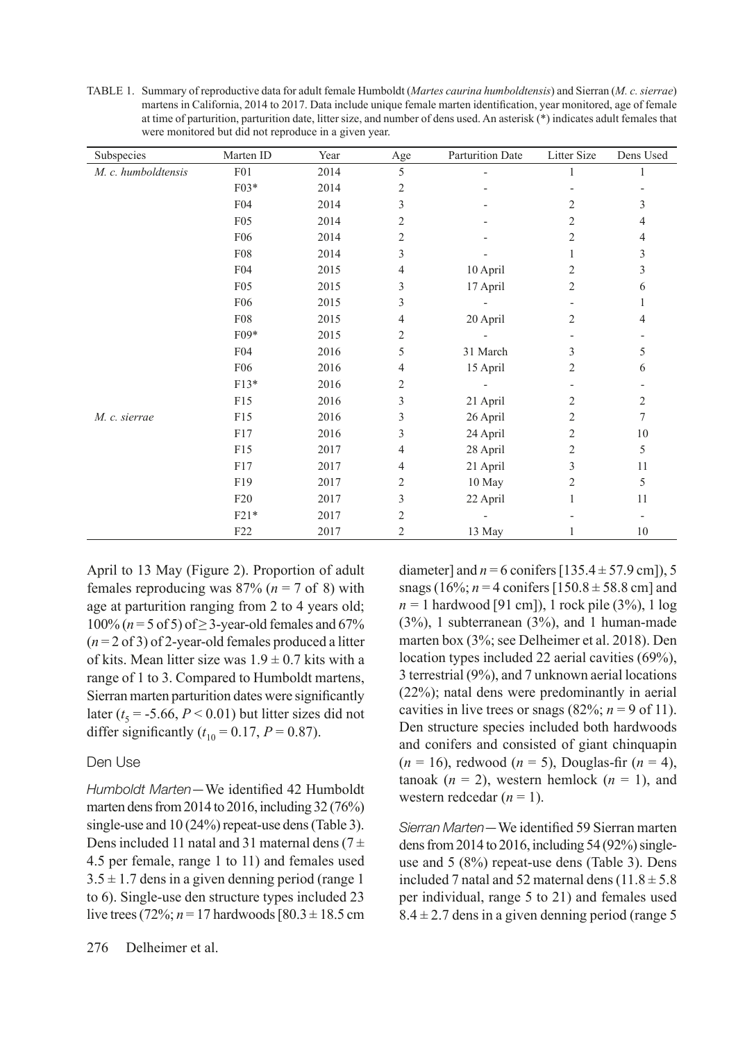TABLE 1. Summary of reproductive data for adult female Humboldt (*Martes caurina humboldtensis*) and Sierran (*M. c. sierrae*) martens in California, 2014 to 2017. Data include unique female marten identification, year monitored, age of female at time of parturition, parturition date, litter size, and number of dens used. An asterisk (*) indicates adult females that were monitored but did not reproduce in a given year.

| Subspecies | Marten ID | Year | Age | Parturition Date | Litter Size | Dens Used |
|---|---|---|---|---|---|---|
| *M. c. humboldtensis* | F01 | 2014 | 5 | - | 1 | 1 |
| | F03* | 2014 | 2 | - | - | - |
| | F04 | 2014 | 3 | - | 2 | 3 |
| | F05 | 2014 | 2 | - | 2 | 4 |
| | F06 | 2014 | 2 | - | 2 | 4 |
| | F08 | 2014 | 3 | - | 1 | 3 |
| | F04 | 2015 | 4 | 10 April | 2 | 3 |
| | F05 | 2015 | 3 | 17 April | 2 | 6 |
| | F06 | 2015 | 3 | - | - | 1 |
| | F08 | 2015 | 4 | 20 April | 2 | 4 |
| | F09* | 2015 | 2 | - | - | - |
| | F04 | 2016 | 5 | 31 March | 3 | 5 |
| | F06 | 2016 | 4 | 15 April | 2 | 6 |
| | F13* | 2016 | 2 | - | - | - |
| | F15 | 2016 | 3 | 21 April | 2 | 2 |
| *M. c. sierrae* | F15 | 2016 | 3 | 26 April | 2 | 7 |
| | F17 | 2016 | 3 | 24 April | 2 | 10 |
| | F15 | 2017 | 4 | 28 April | 2 | 5 |
| | F17 | 2017 | 4 | 21 April | 3 | 11 |
| | F19 | 2017 | 2 | 10 May | 2 | 5 |
| | F20 | 2017 | 3 | 22 April | 1 | 11 |
| | F21* | 2017 | 2 | - | - | - |
| | F22 | 2017 | 2 | 13 May | 1 | 10 |

April to 13 May (Figure 2). Proportion of adult females reproducing was 87% ($n$ = 7 of 8) with age at parturition ranging from 2 to 4 years old; 100% ($n$ = 5 of 5) of ≥ 3-year-old females and 67% ($n$ = 2 of 3) of 2-year-old females produced a litter of kits. Mean litter size was 1.9 ± 0.7 kits with a range of 1 to 3. Compared to Humboldt martens, Sierran marten parturition dates were significantly later ($t_5$ = -5.66, $P$ < 0.01) but litter sizes did not differ significantly ($t_{10}$ = 0.17, $P$ = 0.87).

## Den Use

*Humboldt Marten*—We identified 42 Humboldt marten dens from 2014 to 2016, including 32 (76%) single-use and 10 (24%) repeat-use dens (Table 3). Dens included 11 natal and 31 maternal dens (7 ± 4.5 per female, range 1 to 11) and females used 3.5 ± 1.7 dens in a given denning period (range 1 to 6). Single-use den structure types included 23 live trees (72%; $n$ = 17 hardwoods [80.3 ± 18.5 cm diameter] and $n$ = 6 conifers [135.4 ± 57.9 cm]), 5 snags (16%; $n$ = 4 conifers [150.8 ± 58.8 cm] and $n$ = 1 hardwood [91 cm]), 1 rock pile (3%), 1 log (3%), 1 subterranean (3%), and 1 human-made marten box (3%; see Delheimer et al. 2018). Den location types included 22 aerial cavities (69%), 3 terrestrial (9%), and 7 unknown aerial locations (22%); natal dens were predominantly in aerial cavities in live trees or snags (82%; $n$ = 9 of 11). Den structure species included both hardwoods and conifers and consisted of giant chinquapin ($n$ = 16), redwood ($n$ = 5), Douglas-fir ($n$ = 4), tanoak ($n$ = 2), western hemlock ($n$ = 1), and western redcedar ($n$ = 1).

*Sierran Marten*—We identified 59 Sierran marten dens from 2014 to 2016, including 54 (92%) single-use and 5 (8%) repeat-use dens (Table 3). Dens included 7 natal and 52 maternal dens (11.8 ± 5.8 per individual, range 5 to 21) and females used 8.4 ± 2.7 dens in a given denning period (range 5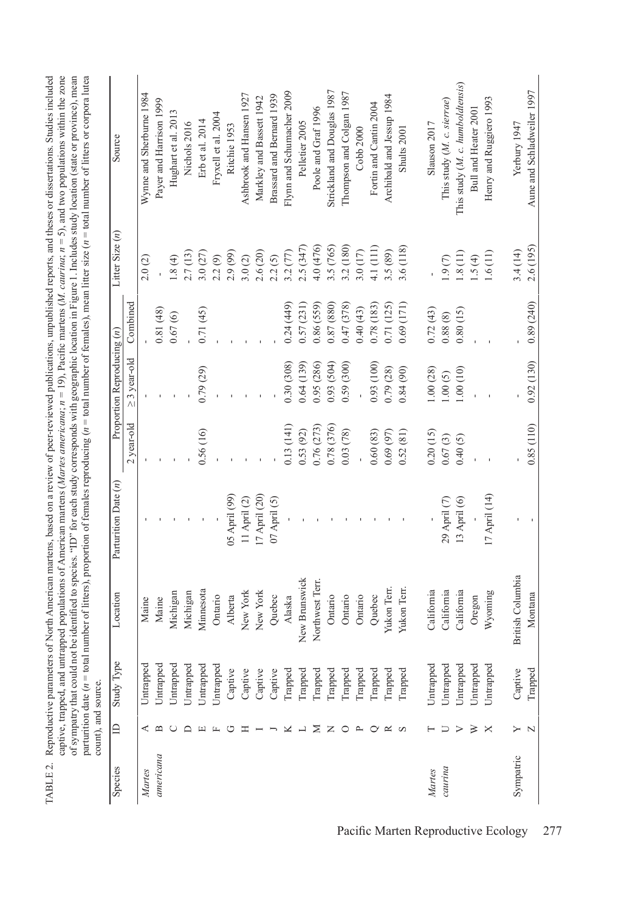TABLE 2. Reproductive parameters of North American martens, based on a review of peer-reviewed publications, unpublished reports, and theses or dissertations. Studies included captive, trapped, and untrapped populations of American martens (*Martes americana*; *n* = 19), Pacific martens (*M. caurina*; *n* = 5), and two populations within the zone of sympatry that could not be identified to species. "ID" for each study corresponds with geographic location in Figure 1. Includes study location (state or province), mean parturition date (*n* = total number of litters), proportion of females reproducing (*n* = total number of females), mean litter size (*n* = total number of litters or corpora lutea count), and source.

| Species | ID | Study Type | Location | Parturition Date (*n*) | Proportion Reproducing (*n*) | | | Litter Size (*n*) | Source |
|---|---|---|---|---|---|---|---|---|---|
| | | | | | 2 year-old | ≥3 year-old | Combined | | |
| *Martes americana* | A | Untrapped | Maine | - | - | - | - | 2.0 (2) | Wynne and Sherburne 1984 |
| | B | Untrapped | Maine | - | - | - | 0.81 (48) | - | Payer and Harrison 1999 |
| | C | Untrapped | Michigan | - | - | - | 0.67 (6) | 1.8 (4) | Hughart et al. 2013 |
| | D | Untrapped | Michigan | - | - | - | - | 2.7 (13) | Nichols 2016 |
| | E | Untrapped | Minnesota | - | 0.56 (16) | 0.79 (29) | 0.71 (45) | 3.0 (27) | Erb et al. 2014 |
| | F | Untrapped | Ontario | - | - | - | - | 2.2 (9) | Fryxell et al. 2004 |
| | G | Captive | Alberta | 05 April (99) | - | - | - | 2.9 (99) | Ritchie 1953 |
| | H | Captive | New York | 11 April (2) | - | - | - | 3.0 (2) | Ashbrook and Hansen 1927 |
| | I | Captive | New York | 17 April (20) | - | - | - | 2.6 (20) | Markley and Bassett 1942 |
| | J | Captive | Quebec | 07 April (5) | - | - | - | 2.2 (5) | Brassard and Bernard 1939 |
| | K | Trapped | Alaska | - | 0.13 (141) | 0.30 (308) | 0.24 (449) | 3.2 (77) | Flynn and Schumacher 2009 |
| | L | Trapped | New Brunswick | - | 0.53 (92) | 0.64 (139) | 0.57 (231) | 2.5 (347) | Pelletier 2005 |
| | M | Trapped | Northwest Terr. | - | 0.76 (273) | 0.95 (286) | 0.86 (559) | 4.0 (476) | Poole and Graf 1996 |
| | N | Trapped | Ontario | - | 0.78 (376) | 0.93 (504) | 0.87 (880) | 3.5 (765) | Strickland and Douglas 1987 |
| | O | Trapped | Ontario | - | 0.03 (78) | 0.59 (300) | 0.47 (378) | 3.2 (180) | Thompson and Colgan 1987 |
| | P | Trapped | Ontario | - | - | - | 0.40 (43) | 3.0 (17) | Cobb 2000 |
| | Q | Trapped | Quebec | - | 0.60 (83) | 0.93 (100) | 0.78 (183) | 4.1 (111) | Fortin and Cantin 2004 |
| | R | Trapped | Yukon Terr. | - | 0.69 (97) | 0.79 (28) | 0.71 (125) | 3.5 (89) | Archibald and Jessup 1984 |
| | S | Trapped | Yukon Terr. | - | 0.52 (81) | 0.84 (90) | 0.69 (171) | 3.6 (118) | Shults 2001 |
| *Martes caurina* | T | Untrapped | California | - | 0.20 (15) | 1.00 (28) | 0.72 (43) | - | Slauson 2017 |
| | U | Untrapped | California | 29 April (7) | 0.67 (3) | 1.00 (5) | 0.88 (8) | 1.9 (7) | This study (*M. c. sierrae*) |
| | V | Untrapped | California | 13 April (6) | 0.40 (5) | 1.00 (10) | 0.80 (15) | 1.8 (11) | This study (*M. c. humboldtensis*) |
| | W | Untrapped | Oregon | - | - | - | - | 1.5 (4) | Bull and Heater 2001 |
| | X | Untrapped | Wyoming | 17 April (14) | - | - | - | 1.6 (11) | Henry and Ruggiero 1993 |
| Sympatric | Y | Captive | British Columbia | - | - | - | - | 3.4 (14) | Yerbury 1947 |
| | Z | Trapped | Montana | - | 0.85 (110) | 0.92 (130) | 0.89 (240) | 2.6 (195) | Aune and Schladweiler 1997 |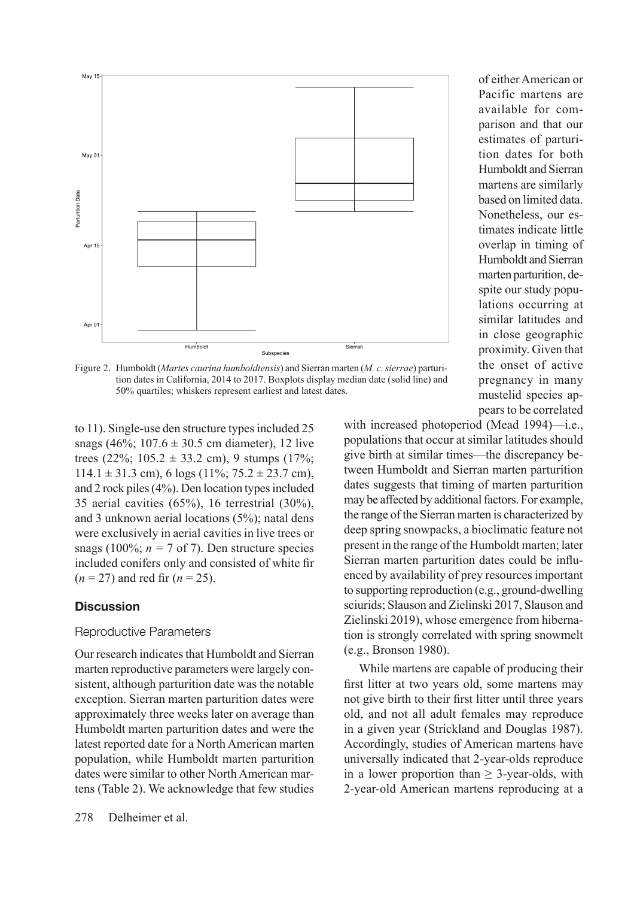Figure 2. Humboldt (*Martes caurina humboldtensis*) and Sierran marten (*M. c. sierrae*) parturition dates in California, 2014 to 2017. Boxplots display median date (solid line) and 50% quartiles; whiskers represent earliest and latest dates.

to 11). Single-use den structure types included 25 snags (46%; 107.6 ± 30.5 cm diameter), 12 live trees (22%; 105.2 ± 33.2 cm), 9 stumps (17%; 114.1 ± 31.3 cm), 6 logs (11%; 75.2 ± 23.7 cm), and 2 rock piles (4%). Den location types included 35 aerial cavities (65%), 16 terrestrial (30%), and 3 unknown aerial locations (5%); natal dens were exclusively in aerial cavities in live trees or snags (100%; $n = 7$ of 7). Den structure species included conifers only and consisted of white fir ($n = 27$) and red fir ($n = 25$).

## Discussion

### Reproductive Parameters

Our research indicates that Humboldt and Sierran marten reproductive parameters were largely consistent, although parturition date was the notable exception. Sierran marten parturition dates were approximately three weeks later on average than Humboldt marten parturition dates and were the latest reported date for a North American marten population, while Humboldt marten parturition dates were similar to other North American martens (Table 2). We acknowledge that few studies of either American or Pacific martens are available for comparison and that our estimates of parturition dates for both Humboldt and Sierran martens are similarly based on limited data. Nonetheless, our estimates indicate little overlap in timing of Humboldt and Sierran marten parturition, despite our study populations occurring at similar latitudes and in close geographic proximity. Given that the onset of active pregnancy in many mustelid species appears to be correlated with increased photoperiod (Mead 1994)—i.e., populations that occur at similar latitudes should give birth at similar times—the discrepancy between Humboldt and Sierran marten parturition dates suggests that timing of marten parturition may be affected by additional factors. For example, the range of the Sierran marten is characterized by deep spring snowpacks, a bioclimatic feature not present in the range of the Humboldt marten; later Sierran marten parturition dates could be influenced by availability of prey resources important to supporting reproduction (e.g., ground-dwelling sciurids; Slauson and Zielinski 2017, Slauson and Zielinski 2019), whose emergence from hibernation is strongly correlated with spring snowmelt (e.g., Bronson 1980).

While martens are capable of producing their first litter at two years old, some martens may not give birth to their first litter until three years old, and not all adult females may reproduce in a given year (Strickland and Douglas 1987). Accordingly, studies of American martens have universally indicated that 2-year-olds reproduce in a lower proportion than ≥ 3-year-olds, with 2-year-old American martens reproducing at a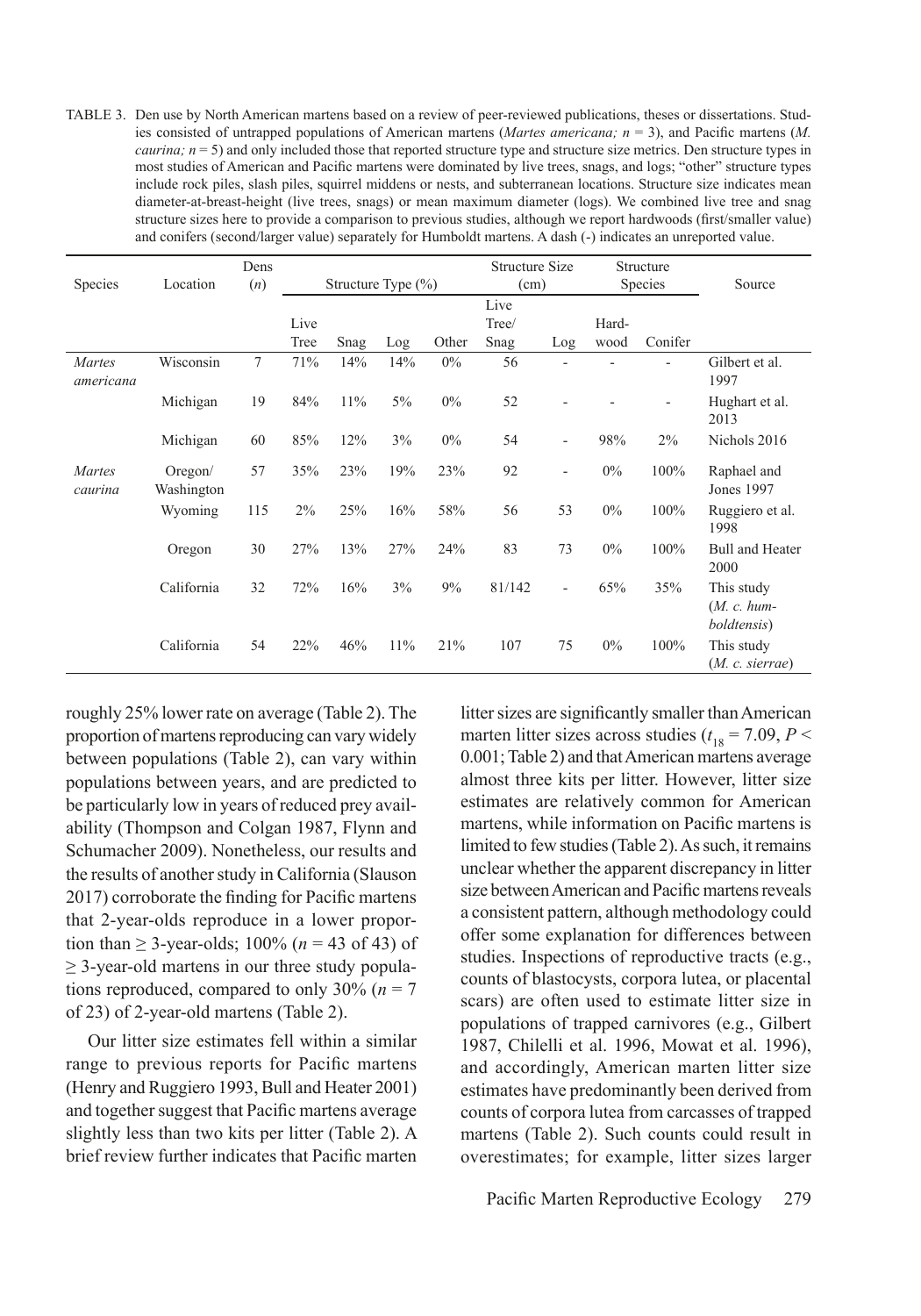TABLE 3. Den use by North American martens based on a review of peer-reviewed publications, theses or dissertations. Studies consisted of untrapped populations of American martens (*Martes americana; n* = 3), and Pacific martens (*M. caurina; n* = 5) and only included those that reported structure type and structure size metrics. Den structure types in most studies of American and Pacific martens were dominated by live trees, snags, and logs; "other" structure types include rock piles, slash piles, squirrel middens or nests, and subterranean locations. Structure size indicates mean diameter-at-breast-height (live trees, snags) or mean maximum diameter (logs). We combined live tree and snag structure sizes here to provide a comparison to previous studies, although we report hardwoods (first/smaller value) and conifers (second/larger value) separately for Humboldt martens. A dash (-) indicates an unreported value.

| Species | Location | Dens (*n*) | Structure Type (%) | | | | Structure Size (cm) | | Structure Species | | Source |
|---|---|---|---|---|---|---|---|---|---|---|---|
| | | | Live Tree | Snag | Log | Other | Live Tree/ Snag | Log | Hard-wood | Conifer | |
| *Martes americana* | Wisconsin | 7 | 71% | 14% | 14% | 0% | 56 | - | - | - | Gilbert et al. 1997 |
| | Michigan | 19 | 84% | 11% | 5% | 0% | 52 | - | - | - | Hughart et al. 2013 |
| | Michigan | 60 | 85% | 12% | 3% | 0% | 54 | - | 98% | 2% | Nichols 2016 |
| *Martes caurina* | Oregon/ Washington | 57 | 35% | 23% | 19% | 23% | 92 | - | 0% | 100% | Raphael and Jones 1997 |
| | Wyoming | 115 | 2% | 25% | 16% | 58% | 56 | 53 | 0% | 100% | Ruggiero et al. 1998 |
| | Oregon | 30 | 27% | 13% | 27% | 24% | 83 | 73 | 0% | 100% | Bull and Heater 2000 |
| | California | 32 | 72% | 16% | 3% | 9% | 81/142 | - | 65% | 35% | This study (*M. c. humboldtensis*) |
| | California | 54 | 22% | 46% | 11% | 21% | 107 | 75 | 0% | 100% | This study (*M. c. sierrae*) |

roughly 25% lower rate on average (Table 2). The proportion of martens reproducing can vary widely between populations (Table 2), can vary within populations between years, and are predicted to be particularly low in years of reduced prey availability (Thompson and Colgan 1987, Flynn and Schumacher 2009). Nonetheless, our results and the results of another study in California (Slauson 2017) corroborate the finding for Pacific martens that 2-year-olds reproduce in a lower proportion than ≥ 3-year-olds; 100% ($n$ = 43 of 43) of ≥ 3-year-old martens in our three study populations reproduced, compared to only 30% ($n$ = 7 of 23) of 2-year-old martens (Table 2).

Our litter size estimates fell within a similar range to previous reports for Pacific martens (Henry and Ruggiero 1993, Bull and Heater 2001) and together suggest that Pacific martens average slightly less than two kits per litter (Table 2). A brief review further indicates that Pacific marten litter sizes are significantly smaller than American marten litter sizes across studies ($t_{18}$ = 7.09, $P$ < 0.001; Table 2) and that American martens average almost three kits per litter. However, litter size estimates are relatively common for American martens, while information on Pacific martens is limited to few studies (Table 2). As such, it remains unclear whether the apparent discrepancy in litter size between American and Pacific martens reveals a consistent pattern, although methodology could offer some explanation for differences between studies. Inspections of reproductive tracts (e.g., counts of blastocysts, corpora lutea, or placental scars) are often used to estimate litter size in populations of trapped carnivores (e.g., Gilbert 1987, Chilelli et al. 1996, Mowat et al. 1996), and accordingly, American marten litter size estimates have predominantly been derived from counts of corpora lutea from carcasses of trapped martens (Table 2). Such counts could result in overestimates; for example, litter sizes larger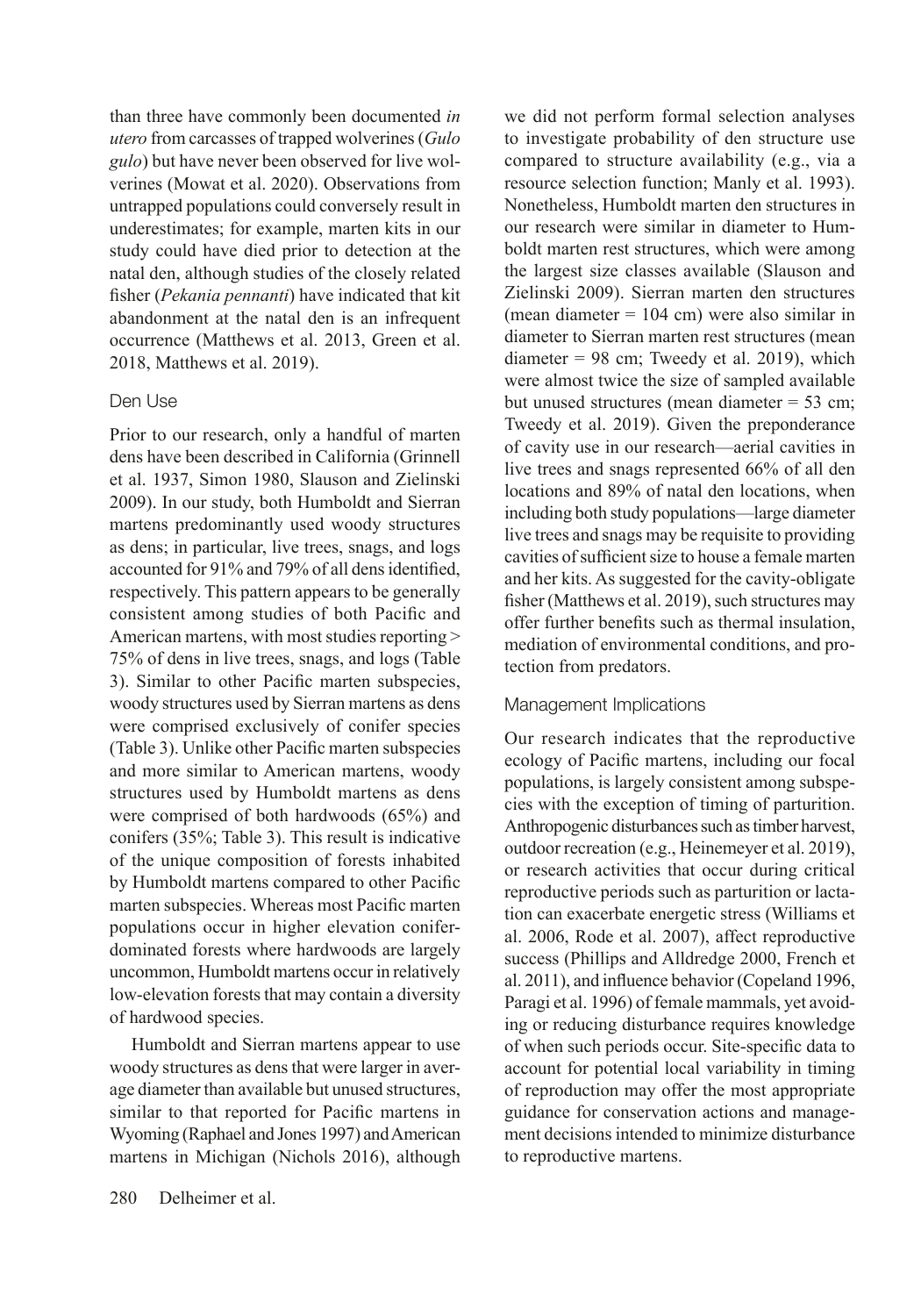than three have commonly been documented *in utero* from carcasses of trapped wolverines (*Gulo gulo*) but have never been observed for live wolverines (Mowat et al. 2020). Observations from untrapped populations could conversely result in underestimates; for example, marten kits in our study could have died prior to detection at the natal den, although studies of the closely related fisher (*Pekania pennanti*) have indicated that kit abandonment at the natal den is an infrequent occurrence (Matthews et al. 2013, Green et al. 2018, Matthews et al. 2019).

### Den Use

Prior to our research, only a handful of marten dens have been described in California (Grinnell et al. 1937, Simon 1980, Slauson and Zielinski 2009). In our study, both Humboldt and Sierran martens predominantly used woody structures as dens; in particular, live trees, snags, and logs accounted for 91% and 79% of all dens identified, respectively. This pattern appears to be generally consistent among studies of both Pacific and American martens, with most studies reporting > 75% of dens in live trees, snags, and logs (Table 3). Similar to other Pacific marten subspecies, woody structures used by Sierran martens as dens were comprised exclusively of conifer species (Table 3). Unlike other Pacific marten subspecies and more similar to American martens, woody structures used by Humboldt martens as dens were comprised of both hardwoods (65%) and conifers (35%; Table 3). This result is indicative of the unique composition of forests inhabited by Humboldt martens compared to other Pacific marten subspecies. Whereas most Pacific marten populations occur in higher elevation conifer-dominated forests where hardwoods are largely uncommon, Humboldt martens occur in relatively low-elevation forests that may contain a diversity of hardwood species.

Humboldt and Sierran martens appear to use woody structures as dens that were larger in average diameter than available but unused structures, similar to that reported for Pacific martens in Wyoming (Raphael and Jones 1997) and American martens in Michigan (Nichols 2016), although we did not perform formal selection analyses to investigate probability of den structure use compared to structure availability (e.g., via a resource selection function; Manly et al. 1993). Nonetheless, Humboldt marten den structures in our research were similar in diameter to Humboldt marten rest structures, which were among the largest size classes available (Slauson and Zielinski 2009). Sierran marten den structures (mean diameter = 104 cm) were also similar in diameter to Sierran marten rest structures (mean diameter = 98 cm; Tweedy et al. 2019), which were almost twice the size of sampled available but unused structures (mean diameter = 53 cm; Tweedy et al. 2019). Given the preponderance of cavity use in our research—aerial cavities in live trees and snags represented 66% of all den locations and 89% of natal den locations, when including both study populations—large diameter live trees and snags may be requisite to providing cavities of sufficient size to house a female marten and her kits. As suggested for the cavity-obligate fisher (Matthews et al. 2019), such structures may offer further benefits such as thermal insulation, mediation of environmental conditions, and protection from predators.

### Management Implications

Our research indicates that the reproductive ecology of Pacific martens, including our focal populations, is largely consistent among subspecies with the exception of timing of parturition. Anthropogenic disturbances such as timber harvest, outdoor recreation (e.g., Heinemeyer et al. 2019), or research activities that occur during critical reproductive periods such as parturition or lactation can exacerbate energetic stress (Williams et al. 2006, Rode et al. 2007), affect reproductive success (Phillips and Alldredge 2000, French et al. 2011), and influence behavior (Copeland 1996, Paragi et al. 1996) of female mammals, yet avoiding or reducing disturbance requires knowledge of when such periods occur. Site-specific data to account for potential local variability in timing of reproduction may offer the most appropriate guidance for conservation actions and management decisions intended to minimize disturbance to reproductive martens.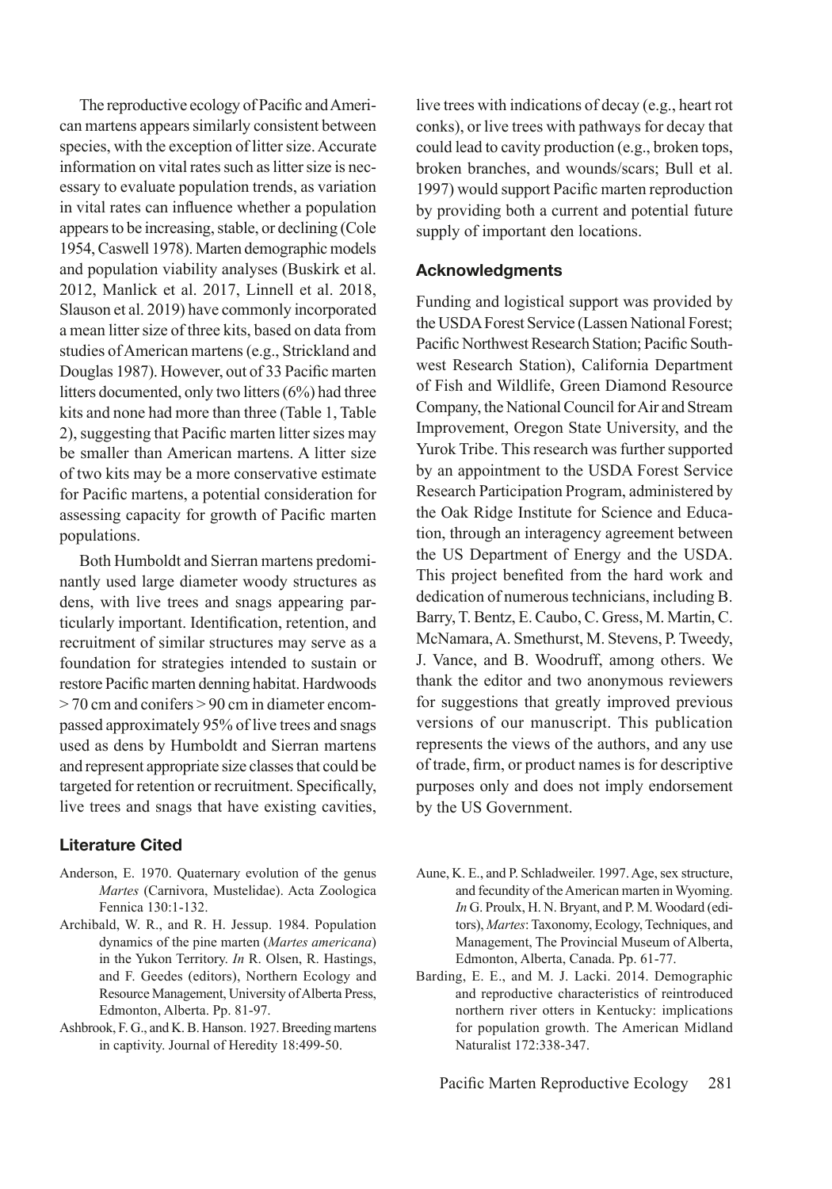The reproductive ecology of Pacific and American martens appears similarly consistent between species, with the exception of litter size. Accurate information on vital rates such as litter size is necessary to evaluate population trends, as variation in vital rates can influence whether a population appears to be increasing, stable, or declining (Cole 1954, Caswell 1978). Marten demographic models and population viability analyses (Buskirk et al. 2012, Manlick et al. 2017, Linnell et al. 2018, Slauson et al. 2019) have commonly incorporated a mean litter size of three kits, based on data from studies of American martens (e.g., Strickland and Douglas 1987). However, out of 33 Pacific marten litters documented, only two litters (6%) had three kits and none had more than three (Table 1, Table 2), suggesting that Pacific marten litter sizes may be smaller than American martens. A litter size of two kits may be a more conservative estimate for Pacific martens, a potential consideration for assessing capacity for growth of Pacific marten populations.

Both Humboldt and Sierran martens predominantly used large diameter woody structures as dens, with live trees and snags appearing particularly important. Identification, retention, and recruitment of similar structures may serve as a foundation for strategies intended to sustain or restore Pacific marten denning habitat. Hardwoods > 70 cm and conifers > 90 cm in diameter encompassed approximately 95% of live trees and snags used as dens by Humboldt and Sierran martens and represent appropriate size classes that could be targeted for retention or recruitment. Specifically, live trees and snags that have existing cavities, live trees with indications of decay (e.g., heart rot conks), or live trees with pathways for decay that could lead to cavity production (e.g., broken tops, broken branches, and wounds/scars; Bull et al. 1997) would support Pacific marten reproduction by providing both a current and potential future supply of important den locations.

## Acknowledgments

Funding and logistical support was provided by the USDA Forest Service (Lassen National Forest; Pacific Northwest Research Station; Pacific Southwest Research Station), California Department of Fish and Wildlife, Green Diamond Resource Company, the National Council for Air and Stream Improvement, Oregon State University, and the Yurok Tribe. This research was further supported by an appointment to the USDA Forest Service Research Participation Program, administered by the Oak Ridge Institute for Science and Education, through an interagency agreement between the US Department of Energy and the USDA. This project benefited from the hard work and dedication of numerous technicians, including B. Barry, T. Bentz, E. Caubo, C. Gress, M. Martin, C. McNamara, A. Smethurst, M. Stevens, P. Tweedy, J. Vance, and B. Woodruff, among others. We thank the editor and two anonymous reviewers for suggestions that greatly improved previous versions of our manuscript. This publication represents the views of the authors, and any use of trade, firm, or product names is for descriptive purposes only and does not imply endorsement by the US Government.

## Literature Cited

Anderson, E. 1970. Quaternary evolution of the genus *Martes* (Carnivora, Mustelidae). Acta Zoologica Fennica 130:1-132.

Archibald, W. R., and R. H. Jessup. 1984. Population dynamics of the pine marten (*Martes americana*) in the Yukon Territory. *In* R. Olsen, R. Hastings, and F. Geedes (editors), Northern Ecology and Resource Management, University of Alberta Press, Edmonton, Alberta. Pp. 81-97.

Ashbrook, F. G., and K. B. Hanson. 1927. Breeding martens in captivity. Journal of Heredity 18:499-50.

Aune, K. E., and P. Schladweiler. 1997. Age, sex structure, and fecundity of the American marten in Wyoming. *In* G. Proulx, H. N. Bryant, and P. M. Woodard (editors), *Martes*: Taxonomy, Ecology, Techniques, and Management, The Provincial Museum of Alberta, Edmonton, Alberta, Canada. Pp. 61-77.

Barding, E. E., and M. J. Lacki. 2014. Demographic and reproductive characteristics of reintroduced northern river otters in Kentucky: implications for population growth. The American Midland Naturalist 172:338-347.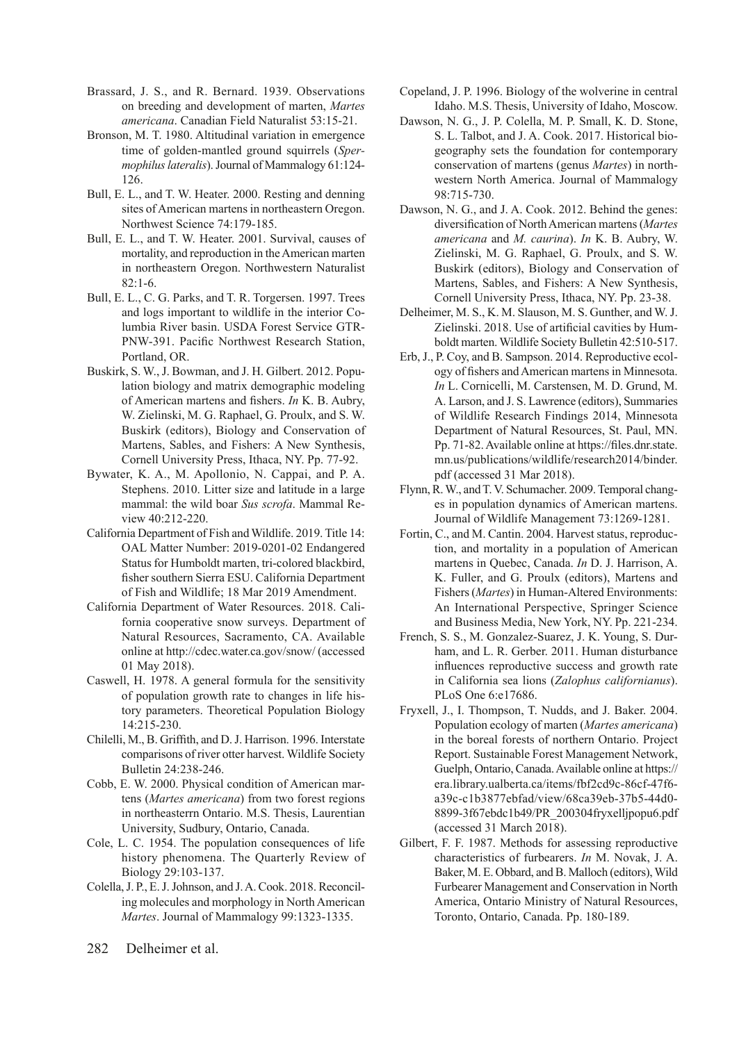Brassard, J. S., and R. Bernard. 1939. Observations on breeding and development of marten, *Martes americana*. Canadian Field Naturalist 53:15-21.

Bronson, M. T. 1980. Altitudinal variation in emergence time of golden-mantled ground squirrels (*Spermophilus lateralis*). Journal of Mammalogy 61:124-126.

Bull, E. L., and T. W. Heater. 2000. Resting and denning sites of American martens in northeastern Oregon. Northwest Science 74:179-185.

Bull, E. L., and T. W. Heater. 2001. Survival, causes of mortality, and reproduction in the American marten in northeastern Oregon. Northwestern Naturalist 82:1-6.

Bull, E. L., C. G. Parks, and T. R. Torgersen. 1997. Trees and logs important to wildlife in the interior Columbia River basin. USDA Forest Service GTR-PNW-391. Pacific Northwest Research Station, Portland, OR.

Buskirk, S. W., J. Bowman, and J. H. Gilbert. 2012. Population biology and matrix demographic modeling of American martens and fishers. *In* K. B. Aubry, W. Zielinski, M. G. Raphael, G. Proulx, and S. W. Buskirk (editors), Biology and Conservation of Martens, Sables, and Fishers: A New Synthesis, Cornell University Press, Ithaca, NY. Pp. 77-92.

Bywater, K. A., M. Apollonio, N. Cappai, and P. A. Stephens. 2010. Litter size and latitude in a large mammal: the wild boar *Sus scrofa*. Mammal Review 40:212-220.

California Department of Fish and Wildlife. 2019. Title 14: OAL Matter Number: 2019-0201-02 Endangered Status for Humboldt marten, tri-colored blackbird, fisher southern Sierra ESU. California Department of Fish and Wildlife; 18 Mar 2019 Amendment.

California Department of Water Resources. 2018. California cooperative snow surveys. Department of Natural Resources, Sacramento, CA. Available online at http://cdec.water.ca.gov/snow/ (accessed 01 May 2018).

Caswell, H. 1978. A general formula for the sensitivity of population growth rate to changes in life history parameters. Theoretical Population Biology 14:215-230.

Chilelli, M., B. Griffith, and D. J. Harrison. 1996. Interstate comparisons of river otter harvest. Wildlife Society Bulletin 24:238-246.

Cobb, E. W. 2000. Physical condition of American martens (*Martes americana*) from two forest regions in northeasterrn Ontario. M.S. Thesis, Laurentian University, Sudbury, Ontario, Canada.

Cole, L. C. 1954. The population consequences of life history phenomena. The Quarterly Review of Biology 29:103-137.

Colella, J. P., E. J. Johnson, and J. A. Cook. 2018. Reconciling molecules and morphology in North American *Martes*. Journal of Mammalogy 99:1323-1335.

Copeland, J. P. 1996. Biology of the wolverine in central Idaho. M.S. Thesis, University of Idaho, Moscow.

Dawson, N. G., J. P. Colella, M. P. Small, K. D. Stone, S. L. Talbot, and J. A. Cook. 2017. Historical biogeography sets the foundation for contemporary conservation of martens (genus *Martes*) in northwestern North America. Journal of Mammalogy 98:715-730.

Dawson, N. G., and J. A. Cook. 2012. Behind the genes: diversification of North American martens (*Martes americana* and *M. caurina*). *In* K. B. Aubry, W. Zielinski, M. G. Raphael, G. Proulx, and S. W. Buskirk (editors), Biology and Conservation of Martens, Sables, and Fishers: A New Synthesis, Cornell University Press, Ithaca, NY. Pp. 23-38.

Delheimer, M. S., K. M. Slauson, M. S. Gunther, and W. J. Zielinski. 2018. Use of artificial cavities by Humboldt marten. Wildlife Society Bulletin 42:510-517.

Erb, J., P. Coy, and B. Sampson. 2014. Reproductive ecology of fishers and American martens in Minnesota. *In* L. Cornicelli, M. Carstensen, M. D. Grund, M. A. Larson, and J. S. Lawrence (editors), Summaries of Wildlife Research Findings 2014, Minnesota Department of Natural Resources, St. Paul, MN. Pp. 71-82. Available online at https://files.dnr.state.mn.us/publications/wildlife/research2014/binder.pdf (accessed 31 Mar 2018).

Flynn, R. W., and T. V. Schumacher. 2009. Temporal changes in population dynamics of American martens. Journal of Wildlife Management 73:1269-1281.

Fortin, C., and M. Cantin. 2004. Harvest status, reproduction, and mortality in a population of American martens in Quebec, Canada. *In* D. J. Harrison, A. K. Fuller, and G. Proulx (editors), Martens and Fishers (*Martes*) in Human-Altered Environments: An International Perspective, Springer Science and Business Media, New York, NY. Pp. 221-234.

French, S. S., M. Gonzalez-Suarez, J. K. Young, S. Durham, and L. R. Gerber. 2011. Human disturbance influences reproductive success and growth rate in California sea lions (*Zalophus californianus*). PLoS One 6:e17686.

Fryxell, J., I. Thompson, T. Nudds, and J. Baker. 2004. Population ecology of marten (*Martes americana*) in the boreal forests of northern Ontario. Project Report. Sustainable Forest Management Network, Guelph, Ontario, Canada. Available online at https://era.library.ualberta.ca/items/fbf2cd9c-86cf-47f6-a39c-c1b3877ebfad/view/68ca39eb-37b5-44d0-8899-3f67ebdc1b49/PR_200304fryxelljpopu6.pdf (accessed 31 March 2018).

Gilbert, F. F. 1987. Methods for assessing reproductive characteristics of furbearers. *In* M. Novak, J. A. Baker, M. E. Obbard, and B. Malloch (editors), Wild Furbearer Management and Conservation in North America, Ontario Ministry of Natural Resources, Toronto, Ontario, Canada. Pp. 180-189.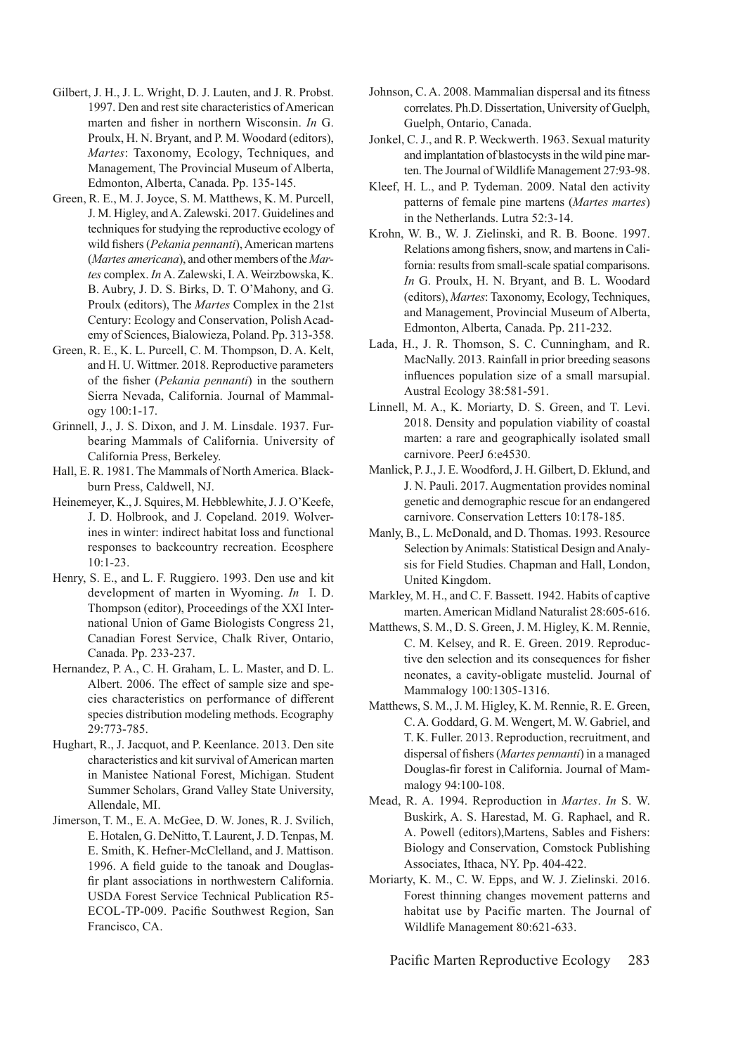Gilbert, J. H., J. L. Wright, D. J. Lauten, and J. R. Probst. 1997. Den and rest site characteristics of American marten and fisher in northern Wisconsin. *In* G. Proulx, H. N. Bryant, and P. M. Woodard (editors), *Martes*: Taxonomy, Ecology, Techniques, and Management, The Provincial Museum of Alberta, Edmonton, Alberta, Canada. Pp. 135-145.

Green, R. E., M. J. Joyce, S. M. Matthews, K. M. Purcell, J. M. Higley, and A. Zalewski. 2017. Guidelines and techniques for studying the reproductive ecology of wild fishers (*Pekania pennanti*), American martens (*Martes americana*), and other members of the *Martes* complex. *In* A. Zalewski, I. A. Weirzbowska, K. B. Aubry, J. D. S. Birks, D. T. O'Mahony, and G. Proulx (editors), The *Martes* Complex in the 21st Century: Ecology and Conservation, Polish Academy of Sciences, Bialowieza, Poland. Pp. 313-358.

Green, R. E., K. L. Purcell, C. M. Thompson, D. A. Kelt, and H. U. Wittmer. 2018. Reproductive parameters of the fisher (*Pekania pennanti*) in the southern Sierra Nevada, California. Journal of Mammalogy 100:1-17.

Grinnell, J., J. S. Dixon, and J. M. Linsdale. 1937. Furbearing Mammals of California. University of California Press, Berkeley.

Hall, E. R. 1981. The Mammals of North America. Blackburn Press, Caldwell, NJ.

Heinemeyer, K., J. Squires, M. Hebblewhite, J. J. O'Keefe, J. D. Holbrook, and J. Copeland. 2019. Wolverines in winter: indirect habitat loss and functional responses to backcountry recreation. Ecosphere 10:1-23.

Henry, S. E., and L. F. Ruggiero. 1993. Den use and kit development of marten in Wyoming. *In* I. D. Thompson (editor), Proceedings of the XXI International Union of Game Biologists Congress 21, Canadian Forest Service, Chalk River, Ontario, Canada. Pp. 233-237.

Hernandez, P. A., C. H. Graham, L. L. Master, and D. L. Albert. 2006. The effect of sample size and species characteristics on performance of different species distribution modeling methods. Ecography 29:773-785.

Hughart, R., J. Jacquot, and P. Keenlance. 2013. Den site characteristics and kit survival of American marten in Manistee National Forest, Michigan. Student Summer Scholars, Grand Valley State University, Allendale, MI.

Jimerson, T. M., E. A. McGee, D. W. Jones, R. J. Svilich, E. Hotalen, G. DeNitto, T. Laurent, J. D. Tenpas, M. E. Smith, K. Hefner-McClelland, and J. Mattison. 1996. A field guide to the tanoak and Douglas-fir plant associations in northwestern California. USDA Forest Service Technical Publication R5-ECOL-TP-009. Pacific Southwest Region, San Francisco, CA.

Johnson, C. A. 2008. Mammalian dispersal and its fitness correlates. Ph.D. Dissertation, University of Guelph, Guelph, Ontario, Canada.

Jonkel, C. J., and R. P. Weckwerth. 1963. Sexual maturity and implantation of blastocysts in the wild pine marten. The Journal of Wildlife Management 27:93-98.

Kleef, H. L., and P. Tydeman. 2009. Natal den activity patterns of female pine martens (*Martes martes*) in the Netherlands. Lutra 52:3-14.

Krohn, W. B., W. J. Zielinski, and R. B. Boone. 1997. Relations among fishers, snow, and martens in California: results from small-scale spatial comparisons. *In* G. Proulx, H. N. Bryant, and B. L. Woodard (editors), *Martes*: Taxonomy, Ecology, Techniques, and Management, Provincial Museum of Alberta, Edmonton, Alberta, Canada. Pp. 211-232.

Lada, H., J. R. Thomson, S. C. Cunningham, and R. MacNally. 2013. Rainfall in prior breeding seasons influences population size of a small marsupial. Austral Ecology 38:581-591.

Linnell, M. A., K. Moriarty, D. S. Green, and T. Levi. 2018. Density and population viability of coastal marten: a rare and geographically isolated small carnivore. PeerJ 6:e4530.

Manlick, P. J., J. E. Woodford, J. H. Gilbert, D. Eklund, and J. N. Pauli. 2017. Augmentation provides nominal genetic and demographic rescue for an endangered carnivore. Conservation Letters 10:178-185.

Manly, B., L. McDonald, and D. Thomas. 1993. Resource Selection by Animals: Statistical Design and Analysis for Field Studies. Chapman and Hall, London, United Kingdom.

Markley, M. H., and C. F. Bassett. 1942. Habits of captive marten. American Midland Naturalist 28:605-616.

Matthews, S. M., D. S. Green, J. M. Higley, K. M. Rennie, C. M. Kelsey, and R. E. Green. 2019. Reproductive den selection and its consequences for fisher neonates, a cavity-obligate mustelid. Journal of Mammalogy 100:1305-1316.

Matthews, S. M., J. M. Higley, K. M. Rennie, R. E. Green, C. A. Goddard, G. M. Wengert, M. W. Gabriel, and T. K. Fuller. 2013. Reproduction, recruitment, and dispersal of fishers (*Martes pennanti*) in a managed Douglas-fir forest in California. Journal of Mammalogy 94:100-108.

Mead, R. A. 1994. Reproduction in *Martes*. *In* S. W. Buskirk, A. S. Harestad, M. G. Raphael, and R. A. Powell (editors),Martens, Sables and Fishers: Biology and Conservation, Comstock Publishing Associates, Ithaca, NY. Pp. 404-422.

Moriarty, K. M., C. W. Epps, and W. J. Zielinski. 2016. Forest thinning changes movement patterns and habitat use by Pacific marten. The Journal of Wildlife Management 80:621-633.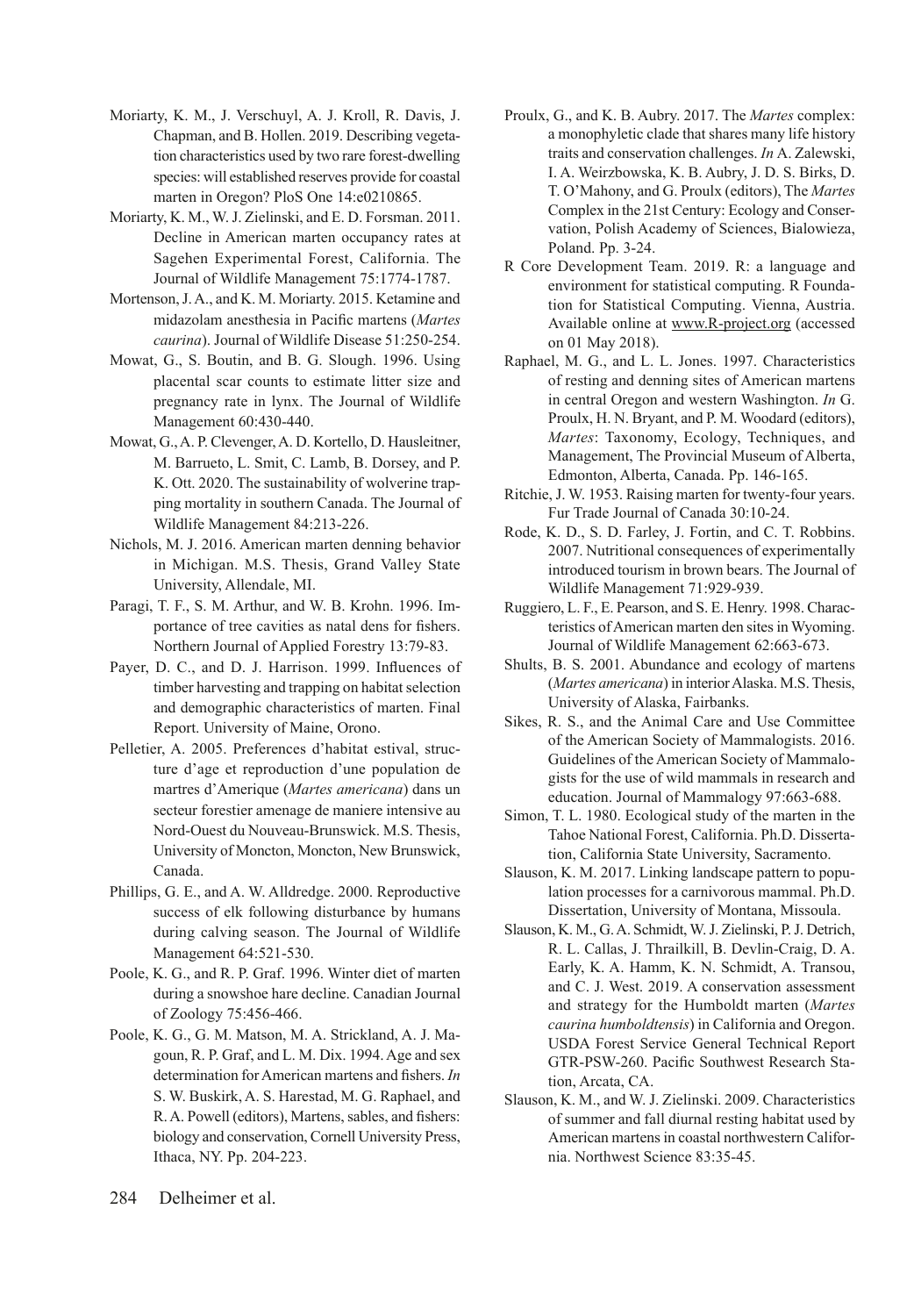Moriarty, K. M., J. Verschuyl, A. J. Kroll, R. Davis, J. Chapman, and B. Hollen. 2019. Describing vegetation characteristics used by two rare forest-dwelling species: will established reserves provide for coastal marten in Oregon? PloS One 14:e0210865.

Moriarty, K. M., W. J. Zielinski, and E. D. Forsman. 2011. Decline in American marten occupancy rates at Sagehen Experimental Forest, California. The Journal of Wildlife Management 75:1774-1787.

Mortenson, J. A., and K. M. Moriarty. 2015. Ketamine and midazolam anesthesia in Pacific martens (*Martes caurina*). Journal of Wildlife Disease 51:250-254.

Mowat, G., S. Boutin, and B. G. Slough. 1996. Using placental scar counts to estimate litter size and pregnancy rate in lynx. The Journal of Wildlife Management 60:430-440.

Mowat, G., A. P. Clevenger, A. D. Kortello, D. Hausleitner, M. Barrueto, L. Smit, C. Lamb, B. Dorsey, and P. K. Ott. 2020. The sustainability of wolverine trapping mortality in southern Canada. The Journal of Wildlife Management 84:213-226.

Nichols, M. J. 2016. American marten denning behavior in Michigan. M.S. Thesis, Grand Valley State University, Allendale, MI.

Paragi, T. F., S. M. Arthur, and W. B. Krohn. 1996. Importance of tree cavities as natal dens for fishers. Northern Journal of Applied Forestry 13:79-83.

Payer, D. C., and D. J. Harrison. 1999. Influences of timber harvesting and trapping on habitat selection and demographic characteristics of marten. Final Report. University of Maine, Orono.

Pelletier, A. 2005. Preferences d'habitat estival, structure d'age et reproduction d'une population de martres d'Amerique (*Martes americana*) dans un secteur forestier amenage de maniere intensive au Nord-Ouest du Nouveau-Brunswick. M.S. Thesis, University of Moncton, Moncton, New Brunswick, Canada.

Phillips, G. E., and A. W. Alldredge. 2000. Reproductive success of elk following disturbance by humans during calving season. The Journal of Wildlife Management 64:521-530.

Poole, K. G., and R. P. Graf. 1996. Winter diet of marten during a snowshoe hare decline. Canadian Journal of Zoology 75:456-466.

Poole, K. G., G. M. Matson, M. A. Strickland, A. J. Magoun, R. P. Graf, and L. M. Dix. 1994. Age and sex determination for American martens and fishers. *In* S. W. Buskirk, A. S. Harestad, M. G. Raphael, and R. A. Powell (editors), Martens, sables, and fishers: biology and conservation, Cornell University Press, Ithaca, NY. Pp. 204-223.

Proulx, G., and K. B. Aubry. 2017. The *Martes* complex: a monophyletic clade that shares many life history traits and conservation challenges. *In* A. Zalewski, I. A. Weirzbowska, K. B. Aubry, J. D. S. Birks, D. T. O'Mahony, and G. Proulx (editors), The *Martes* Complex in the 21st Century: Ecology and Conservation, Polish Academy of Sciences, Bialowieza, Poland. Pp. 3-24.

R Core Development Team. 2019. R: a language and environment for statistical computing. R Foundation for Statistical Computing. Vienna, Austria. Available online at www.R-project.org (accessed on 01 May 2018).

Raphael, M. G., and L. L. Jones. 1997. Characteristics of resting and denning sites of American martens in central Oregon and western Washington. *In* G. Proulx, H. N. Bryant, and P. M. Woodard (editors), *Martes*: Taxonomy, Ecology, Techniques, and Management, The Provincial Museum of Alberta, Edmonton, Alberta, Canada. Pp. 146-165.

Ritchie, J. W. 1953. Raising marten for twenty-four years. Fur Trade Journal of Canada 30:10-24.

Rode, K. D., S. D. Farley, J. Fortin, and C. T. Robbins. 2007. Nutritional consequences of experimentally introduced tourism in brown bears. The Journal of Wildlife Management 71:929-939.

Ruggiero, L. F., E. Pearson, and S. E. Henry. 1998. Characteristics of American marten den sites in Wyoming. Journal of Wildlife Management 62:663-673.

Shults, B. S. 2001. Abundance and ecology of martens (*Martes americana*) in interior Alaska. M.S. Thesis, University of Alaska, Fairbanks.

Sikes, R. S., and the Animal Care and Use Committee of the American Society of Mammalogists. 2016. Guidelines of the American Society of Mammalogists for the use of wild mammals in research and education. Journal of Mammalogy 97:663-688.

Simon, T. L. 1980. Ecological study of the marten in the Tahoe National Forest, California. Ph.D. Dissertation, California State University, Sacramento.

Slauson, K. M. 2017. Linking landscape pattern to population processes for a carnivorous mammal. Ph.D. Dissertation, University of Montana, Missoula.

Slauson, K. M., G. A. Schmidt, W. J. Zielinski, P. J. Detrich, R. L. Callas, J. Thrailkill, B. Devlin-Craig, D. A. Early, K. A. Hamm, K. N. Schmidt, A. Transou, and C. J. West. 2019. A conservation assessment and strategy for the Humboldt marten (*Martes caurina humboldtensis*) in California and Oregon. USDA Forest Service General Technical Report GTR-PSW-260. Pacific Southwest Research Station, Arcata, CA.

Slauson, K. M., and W. J. Zielinski. 2009. Characteristics of summer and fall diurnal resting habitat used by American martens in coastal northwestern California. Northwest Science 83:35-45.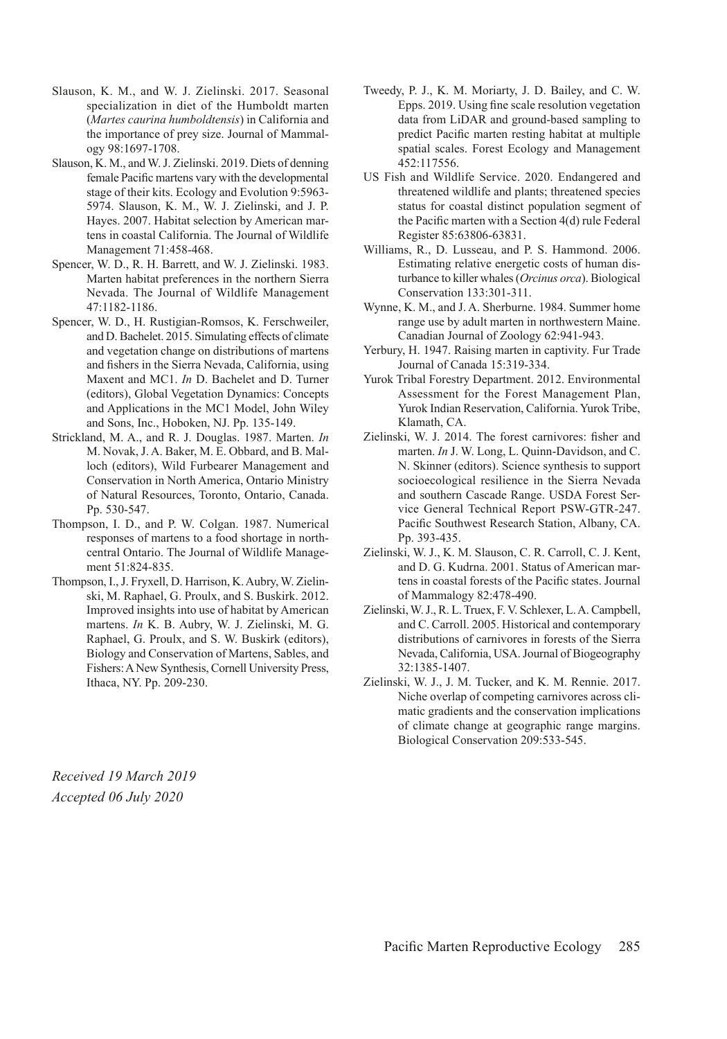Slauson, K. M., and W. J. Zielinski. 2017. Seasonal specialization in diet of the Humboldt marten (*Martes caurina humboldtensis*) in California and the importance of prey size. Journal of Mammalogy 98:1697-1708.

Slauson, K. M., and W. J. Zielinski. 2019. Diets of denning female Pacific martens vary with the developmental stage of their kits. Ecology and Evolution 9:5963-5974. Slauson, K. M., W. J. Zielinski, and J. P. Hayes. 2007. Habitat selection by American martens in coastal California. The Journal of Wildlife Management 71:458-468.

Spencer, W. D., R. H. Barrett, and W. J. Zielinski. 1983. Marten habitat preferences in the northern Sierra Nevada. The Journal of Wildlife Management 47:1182-1186.

Spencer, W. D., H. Rustigian-Romsos, K. Ferschweiler, and D. Bachelet. 2015. Simulating effects of climate and vegetation change on distributions of martens and fishers in the Sierra Nevada, California, using Maxent and MC1. *In* D. Bachelet and D. Turner (editors), Global Vegetation Dynamics: Concepts and Applications in the MC1 Model, John Wiley and Sons, Inc., Hoboken, NJ. Pp. 135-149.

Strickland, M. A., and R. J. Douglas. 1987. Marten. *In* M. Novak, J. A. Baker, M. E. Obbard, and B. Malloch (editors), Wild Furbearer Management and Conservation in North America, Ontario Ministry of Natural Resources, Toronto, Ontario, Canada. Pp. 530-547.

Thompson, I. D., and P. W. Colgan. 1987. Numerical responses of martens to a food shortage in north-central Ontario. The Journal of Wildlife Management 51:824-835.

Thompson, I., J. Fryxell, D. Harrison, K. Aubry, W. Zielinski, M. Raphael, G. Proulx, and S. Buskirk. 2012. Improved insights into use of habitat by American martens. *In* K. B. Aubry, W. J. Zielinski, M. G. Raphael, G. Proulx, and S. W. Buskirk (editors), Biology and Conservation of Martens, Sables, and Fishers: A New Synthesis, Cornell University Press, Ithaca, NY. Pp. 209-230.

Tweedy, P. J., K. M. Moriarty, J. D. Bailey, and C. W. Epps. 2019. Using fine scale resolution vegetation data from LiDAR and ground-based sampling to predict Pacific marten resting habitat at multiple spatial scales. Forest Ecology and Management 452:117556.

US Fish and Wildlife Service. 2020. Endangered and threatened wildlife and plants; threatened species status for coastal distinct population segment of the Pacific marten with a Section 4(d) rule Federal Register 85:63806-63831.

Williams, R., D. Lusseau, and P. S. Hammond. 2006. Estimating relative energetic costs of human disturbance to killer whales (*Orcinus orca*). Biological Conservation 133:301-311.

Wynne, K. M., and J. A. Sherburne. 1984. Summer home range use by adult marten in northwestern Maine. Canadian Journal of Zoology 62:941-943.

Yerbury, H. 1947. Raising marten in captivity. Fur Trade Journal of Canada 15:319-334.

Yurok Tribal Forestry Department. 2012. Environmental Assessment for the Forest Management Plan, Yurok Indian Reservation, California. Yurok Tribe, Klamath, CA.

Zielinski, W. J. 2014. The forest carnivores: fisher and marten. *In* J. W. Long, L. Quinn-Davidson, and C. N. Skinner (editors). Science synthesis to support socioecological resilience in the Sierra Nevada and southern Cascade Range. USDA Forest Service General Technical Report PSW-GTR-247. Pacific Southwest Research Station, Albany, CA. Pp. 393-435.

Zielinski, W. J., K. M. Slauson, C. R. Carroll, C. J. Kent, and D. G. Kudrna. 2001. Status of American martens in coastal forests of the Pacific states. Journal of Mammalogy 82:478-490.

Zielinski, W. J., R. L. Truex, F. V. Schlexer, L. A. Campbell, and C. Carroll. 2005. Historical and contemporary distributions of carnivores in forests of the Sierra Nevada, California, USA. Journal of Biogeography 32:1385-1407.

Zielinski, W. J., J. M. Tucker, and K. M. Rennie. 2017. Niche overlap of competing carnivores across climatic gradients and the conservation implications of climate change at geographic range margins. Biological Conservation 209:533-545.

*Received 19 March 2019*
*Accepted 06 July 2020*